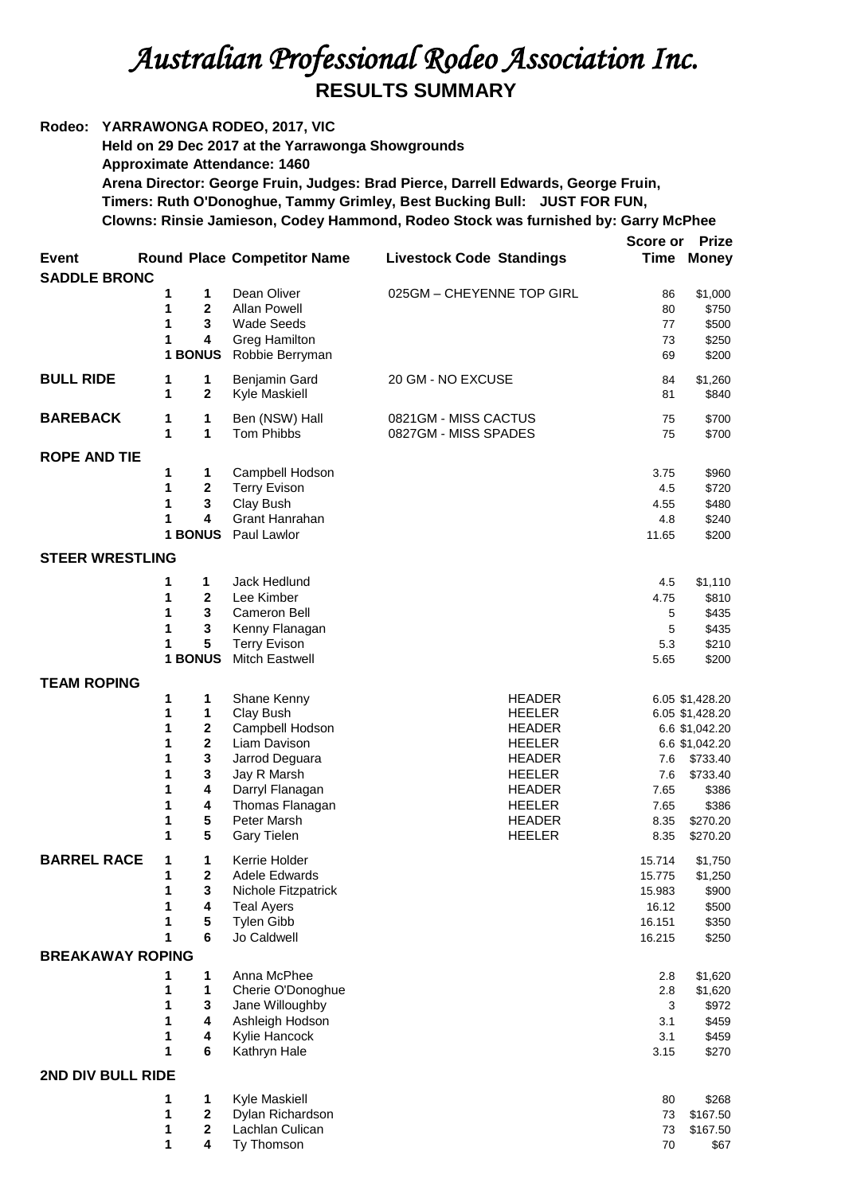# *Australian Professional Rodeo Association Inc.*

## RESULTS SUMMARY

**Rodeo: YARRAWONGA RODEO, 2017, VIC**
**Held on 29 Dec 2017 at the Yarrawonga Showgrounds**
**Approximate Attendance: 1460**
**Arena Director: George Fruin, Judges: Brad Pierce, Darrell Edwards, George Fruin,**
**Timers: Ruth O'Donoghue, Tammy Grimley, Best Bucking Bull: JUST FOR FUN,**
**Clowns: Rinsie Jamieson, Codey Hammond, Rodeo Stock was furnished by: Garry McPhee**

| Event | Round | Place | Competitor Name | Livestock Code | Standings | Score or Time | Prize Money |
|---|---|---|---|---|---|---|---|
| **SADDLE BRONC** | | | | | | | |
| | 1 | 1 | Dean Oliver | 025GM – CHEYENNE TOP GIRL | | 86 | $1,000 |
| | 1 | 2 | Allan Powell | | | 80 | $750 |
| | 1 | 3 | Wade Seeds | | | 77 | $500 |
| | 1 | 4 | Greg Hamilton | | | 73 | $250 |
| | 1 | BONUS | Robbie Berryman | | | 69 | $200 |
| **BULL RIDE** | 1 | 1 | Benjamin Gard | 20 GM - NO EXCUSE | | 84 | $1,260 |
| | 1 | 2 | Kyle Maskiell | | | 81 | $840 |
| **BAREBACK** | 1 | 1 | Ben (NSW) Hall | 0821GM - MISS CACTUS | | 75 | $700 |
| | 1 | 1 | Tom Phibbs | 0827GM - MISS SPADES | | 75 | $700 |
| **ROPE AND TIE** | | | | | | | |
| | 1 | 1 | Campbell Hodson | | | 3.75 | $960 |
| | 1 | 2 | Terry Evison | | | 4.5 | $720 |
| | 1 | 3 | Clay Bush | | | 4.55 | $480 |
| | 1 | 4 | Grant Hanrahan | | | 4.8 | $240 |
| | 1 | BONUS | Paul Lawlor | | | 11.65 | $200 |
| **STEER WRESTLING** | | | | | | | |
| | 1 | 1 | Jack Hedlund | | | 4.5 | $1,110 |
| | 1 | 2 | Lee Kimber | | | 4.75 | $810 |
| | 1 | 3 | Cameron Bell | | | 5 | $435 |
| | 1 | 3 | Kenny Flanagan | | | 5 | $435 |
| | 1 | 5 | Terry Evison | | | 5.3 | $210 |
| | 1 | BONUS | Mitch Eastwell | | | 5.65 | $200 |
| **TEAM ROPING** | | | | | | | |
| | 1 | 1 | Shane Kenny | | HEADER | 6.05 | $1,428.20 |
| | 1 | 1 | Clay Bush | | HEELER | 6.05 | $1,428.20 |
| | 1 | 2 | Campbell Hodson | | HEADER | 6.6 | $1,042.20 |
| | 1 | 2 | Liam Davison | | HEELER | 6.6 | $1,042.20 |
| | 1 | 3 | Jarrod Deguara | | HEADER | 7.6 | $733.40 |
| | 1 | 3 | Jay R Marsh | | HEELER | 7.6 | $733.40 |
| | 1 | 4 | Darryl Flanagan | | HEADER | 7.65 | $386 |
| | 1 | 4 | Thomas Flanagan | | HEELER | 7.65 | $386 |
| | 1 | 5 | Peter Marsh | | HEADER | 8.35 | $270.20 |
| | 1 | 5 | Gary Tielen | | HEELER | 8.35 | $270.20 |
| **BARREL RACE** | 1 | 1 | Kerrie Holder | | | 15.714 | $1,750 |
| | 1 | 2 | Adele Edwards | | | 15.775 | $1,250 |
| | 1 | 3 | Nichole Fitzpatrick | | | 15.983 | $900 |
| | 1 | 4 | Teal Ayers | | | 16.12 | $500 |
| | 1 | 5 | Tylen Gibb | | | 16.151 | $350 |
| | 1 | 6 | Jo Caldwell | | | 16.215 | $250 |
| **BREAKAWAY ROPING** | | | | | | | |
| | 1 | 1 | Anna McPhee | | | 2.8 | $1,620 |
| | 1 | 1 | Cherie O'Donoghue | | | 2.8 | $1,620 |
| | 1 | 3 | Jane Willoughby | | | 3 | $972 |
| | 1 | 4 | Ashleigh Hodson | | | 3.1 | $459 |
| | 1 | 4 | Kylie Hancock | | | 3.1 | $459 |
| | 1 | 6 | Kathryn Hale | | | 3.15 | $270 |
| **2ND DIV BULL RIDE** | | | | | | | |
| | 1 | 1 | Kyle Maskiell | | | 80 | $268 |
| | 1 | 2 | Dylan Richardson | | | 73 | $167.50 |
| | 1 | 2 | Lachlan Culican | | | 73 | $167.50 |
| | 1 | 4 | Ty Thomson | | | 70 | $67 |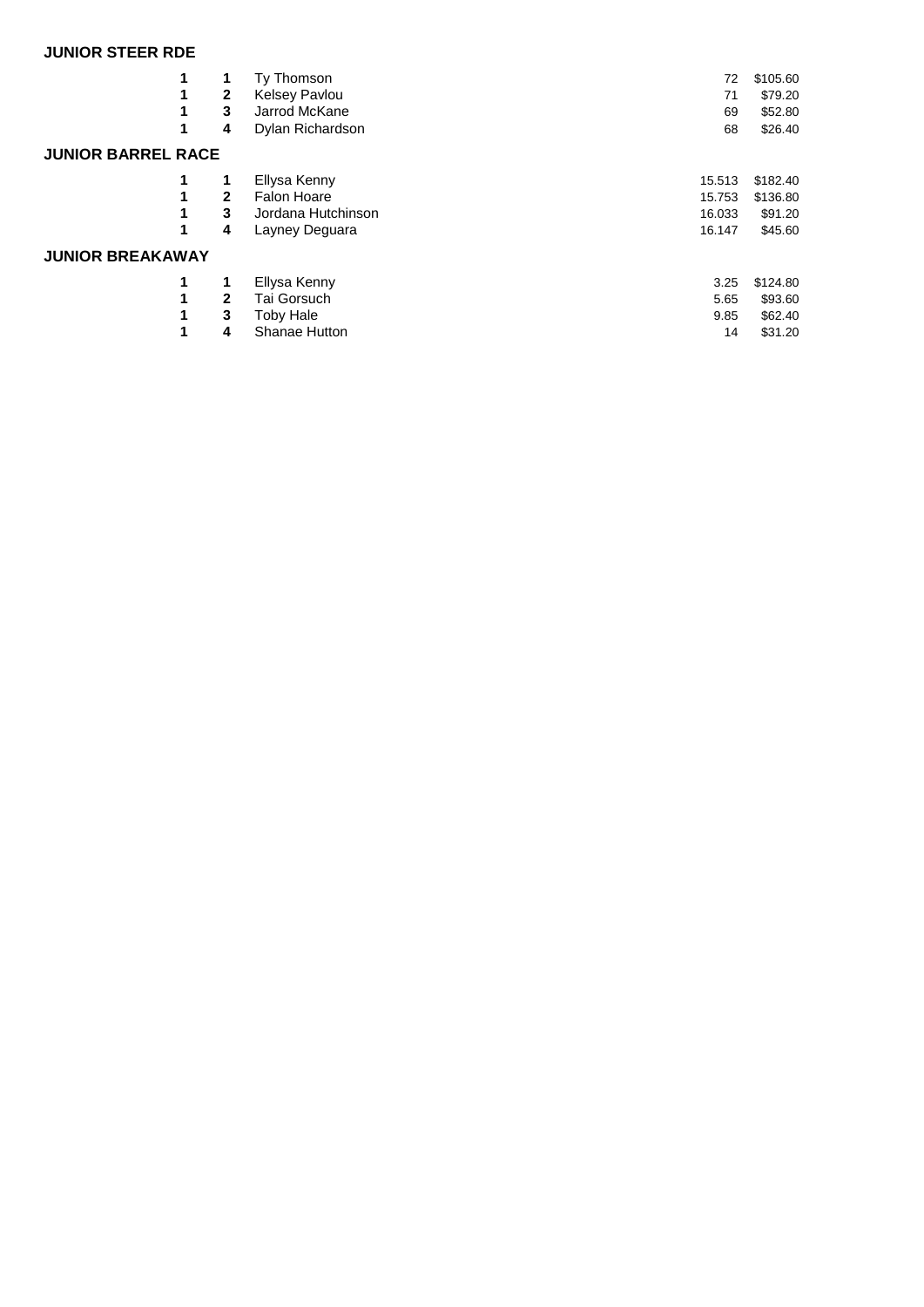**JUNIOR STEER RDE**

| | | | | |
|---|---|---|---|---|
| 1 | 1 | Ty Thomson | 72 | $105.60 |
| 1 | 2 | Kelsey Pavlou | 71 | $79.20 |
| 1 | 3 | Jarrod McKane | 69 | $52.80 |
| 1 | 4 | Dylan Richardson | 68 | $26.40 |

**JUNIOR BARREL RACE**

| | | | | |
|---|---|---|---|---|
| 1 | 1 | Ellysa Kenny | 15.513 | $182.40 |
| 1 | 2 | Falon Hoare | 15.753 | $136.80 |
| 1 | 3 | Jordana Hutchinson | 16.033 | $91.20 |
| 1 | 4 | Layney Deguara | 16.147 | $45.60 |

**JUNIOR BREAKAWAY**

| | | | | |
|---|---|---|---|---|
| 1 | 1 | Ellysa Kenny | 3.25 | $124.80 |
| 1 | 2 | Tai Gorsuch | 5.65 | $93.60 |
| 1 | 3 | Toby Hale | 9.85 | $62.40 |
| 1 | 4 | Shanae Hutton | 14 | $31.20 |